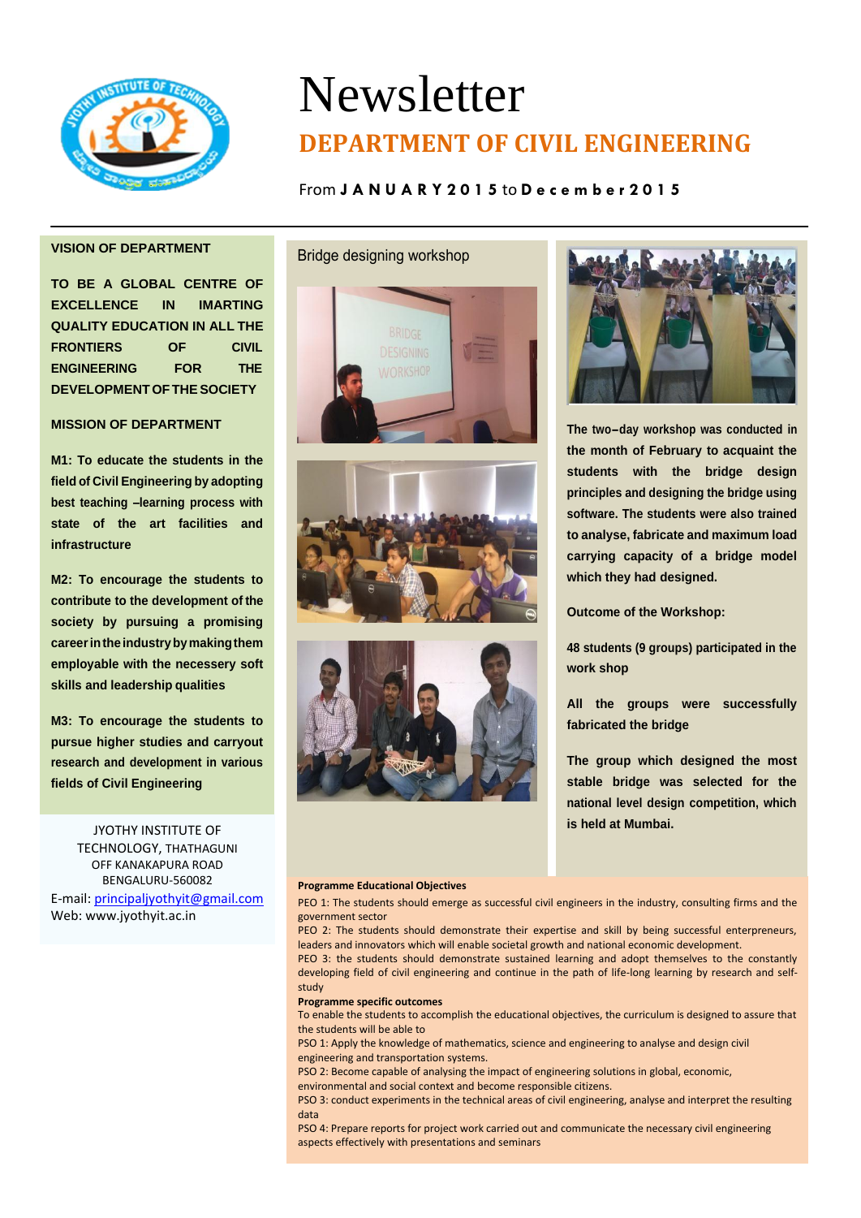# Newsletter

## DEPARTMENT OF CIVIL ENGINEERING

From **JANUARY 2015** to **December 2015**

---

**VISION OF DEPARTMENT**

**TO BE A GLOBAL CENTRE OF EXCELLENCE IN IMARTING QUALITY EDUCATION IN ALL THE FRONTIERS OF CIVIL ENGINEERING FOR THE DEVELOPMENT OF THE SOCIETY**

**MISSION OF DEPARTMENT**

**M1: To educate the students in the field of Civil Engineering by adopting best teaching –learning process with state of the art facilities and infrastructure**

**M2: To encourage the students to contribute to the development of the society by pursuing a promising career in the industry by making them employable with the necessary soft skills and leadership qualities**

**M3: To encourage the students to pursue higher studies and carryout research and development in various fields of Civil Engineering**

JYOTHY INSTITUTE OF TECHNOLOGY, THATHAGUNI
OFF KANAKAPURA ROAD
BENGALURU-560082
E-mail: principaljyothyit@gmail.com
Web: www.jyothyit.ac.in

## Bridge designing workshop

**The two–day workshop was conducted in the month of February to acquaint the students with the bridge design principles and designing the bridge using software. The students were also trained to analyse, fabricate and maximum load carrying capacity of a bridge model which they had designed.**

**Outcome of the Workshop:**

**48 students (9 groups) participated in the work shop**

**All the groups were successfully fabricated the bridge**

**The group which designed the most stable bridge was selected for the national level design competition, which is held at Mumbai.**

**Programme Educational Objectives**

PEO 1: The students should emerge as successful civil engineers in the industry, consulting firms and the government sector

PEO 2: The students should demonstrate their expertise and skill by being successful entrepreneurs, leaders and innovators which will enable societal growth and national economic development.

PEO 3: the students should demonstrate sustained learning and adopt themselves to the constantly developing field of civil engineering and continue in the path of life-long learning by research and self-study

**Programme specific outcomes**

To enable the students to accomplish the educational objectives, the curriculum is designed to assure that the students will be able to

PSO 1: Apply the knowledge of mathematics, science and engineering to analyse and design civil engineering and transportation systems.

PSO 2: Become capable of analysing the impact of engineering solutions in global, economic, environmental and social context and become responsible citizens.

PSO 3: conduct experiments in the technical areas of civil engineering, analyse and interpret the resulting data

PSO 4: Prepare reports for project work carried out and communicate the necessary civil engineering aspects effectively with presentations and seminars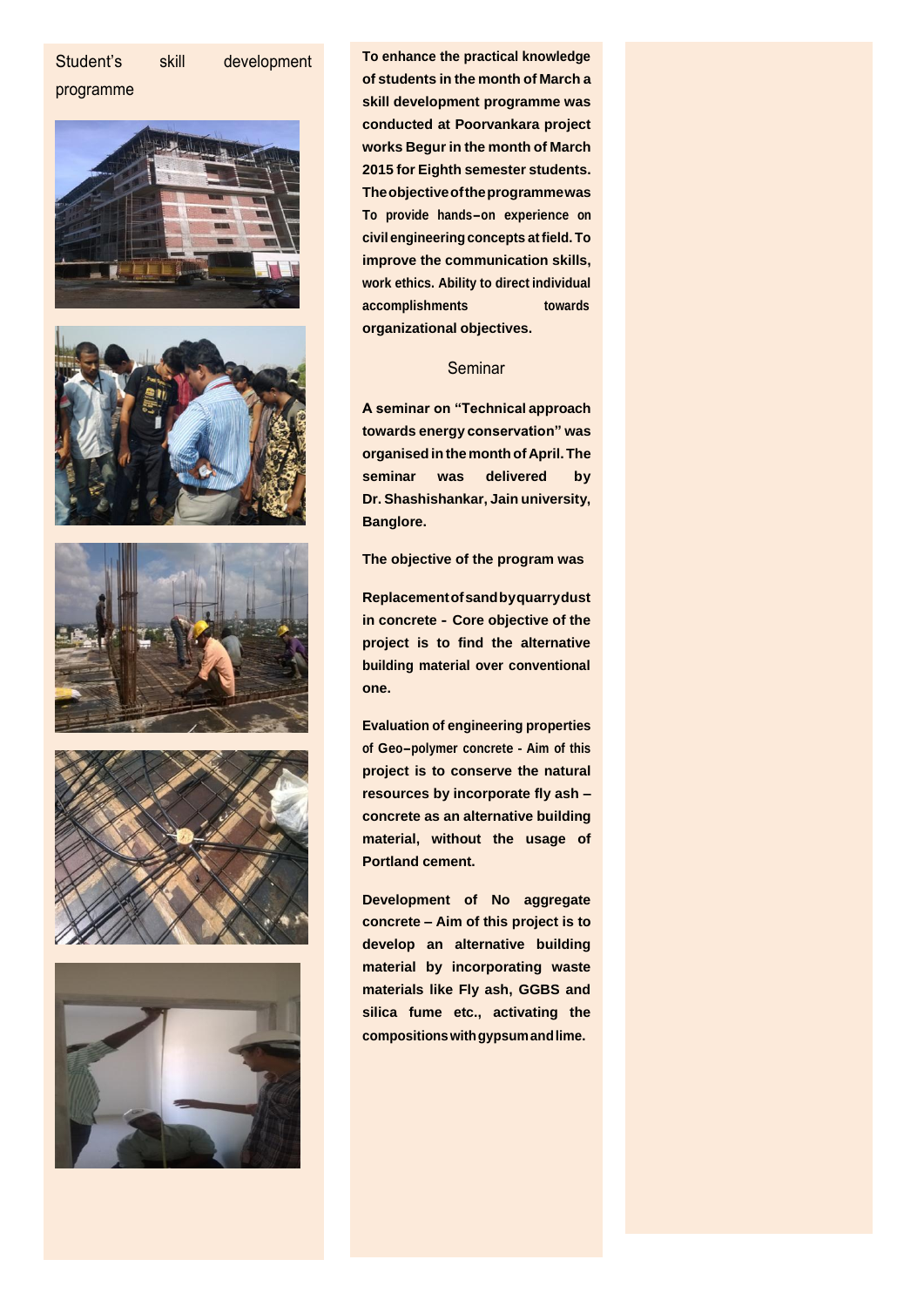## Student's skill development programme

**To enhance the practical knowledge of students in the month of March a skill development programme was conducted at Poorvankara project works Begur in the month of March 2015 for Eighth semester students. The objective of the programme was To provide hands–on experience on civil engineering concepts at field. To improve the communication skills, work ethics. Ability to direct individual accomplishments towards organizational objectives.**

## Seminar

**A seminar on "Technical approach towards energy conservation" was organised in the month of April. The seminar was delivered by Dr. Shashishankar, Jain university, Banglore.**

**The objective of the program was**

**Replacement of sand by quarry dust in concrete - Core objective of the project is to find the alternative building material over conventional one.**

**Evaluation of engineering properties of Geo–polymer concrete - Aim of this project is to conserve the natural resources by incorporate fly ash – concrete as an alternative building material, without the usage of Portland cement.**

**Development of No aggregate concrete – Aim of this project is to develop an alternative building material by incorporating waste materials like Fly ash, GGBS and silica fume etc., activating the compositions with gypsum and lime.**